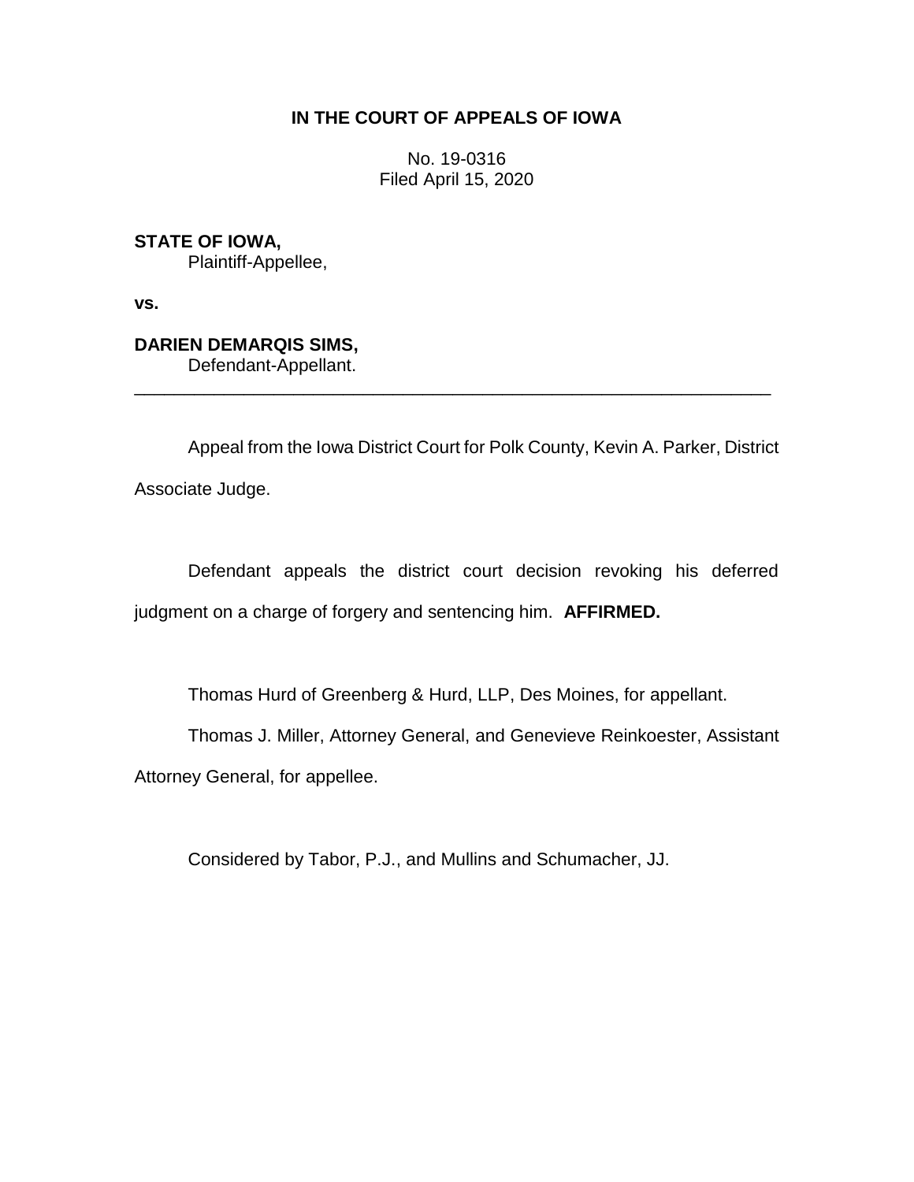**IN THE COURT OF APPEALS OF IOWA**

No. 19-0316
Filed April 15, 2020

**STATE OF IOWA,**
Plaintiff-Appellee,

**vs.**

**DARIEN DEMARQIS SIMS,**
Defendant-Appellant.

---

Appeal from the Iowa District Court for Polk County, Kevin A. Parker, District Associate Judge.

Defendant appeals the district court decision revoking his deferred judgment on a charge of forgery and sentencing him. **AFFIRMED.**

Thomas Hurd of Greenberg & Hurd, LLP, Des Moines, for appellant.

Thomas J. Miller, Attorney General, and Genevieve Reinkoester, Assistant Attorney General, for appellee.

Considered by Tabor, P.J., and Mullins and Schumacher, JJ.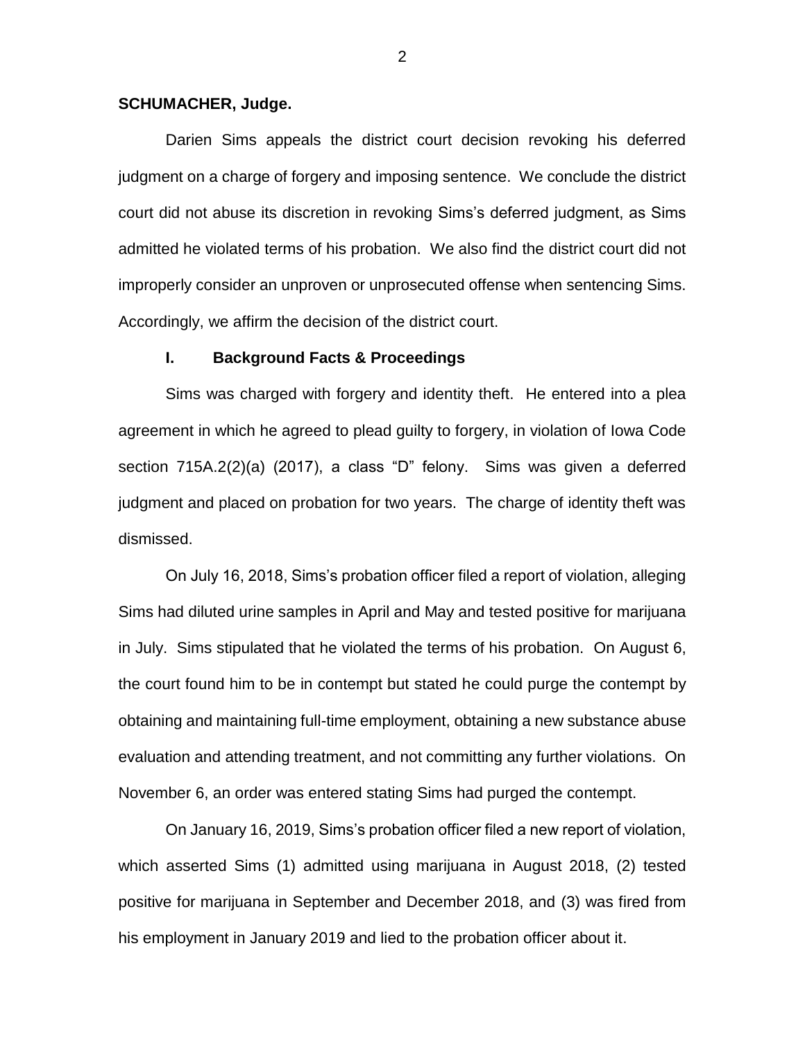**SCHUMACHER, Judge.**

Darien Sims appeals the district court decision revoking his deferred judgment on a charge of forgery and imposing sentence. We conclude the district court did not abuse its discretion in revoking Sims's deferred judgment, as Sims admitted he violated terms of his probation. We also find the district court did not improperly consider an unproven or unprosecuted offense when sentencing Sims. Accordingly, we affirm the decision of the district court.

## I. Background Facts & Proceedings

Sims was charged with forgery and identity theft. He entered into a plea agreement in which he agreed to plead guilty to forgery, in violation of Iowa Code section 715A.2(2)(a) (2017), a class "D" felony. Sims was given a deferred judgment and placed on probation for two years. The charge of identity theft was dismissed.

On July 16, 2018, Sims's probation officer filed a report of violation, alleging Sims had diluted urine samples in April and May and tested positive for marijuana in July. Sims stipulated that he violated the terms of his probation. On August 6, the court found him to be in contempt but stated he could purge the contempt by obtaining and maintaining full-time employment, obtaining a new substance abuse evaluation and attending treatment, and not committing any further violations. On November 6, an order was entered stating Sims had purged the contempt.

On January 16, 2019, Sims's probation officer filed a new report of violation, which asserted Sims (1) admitted using marijuana in August 2018, (2) tested positive for marijuana in September and December 2018, and (3) was fired from his employment in January 2019 and lied to the probation officer about it.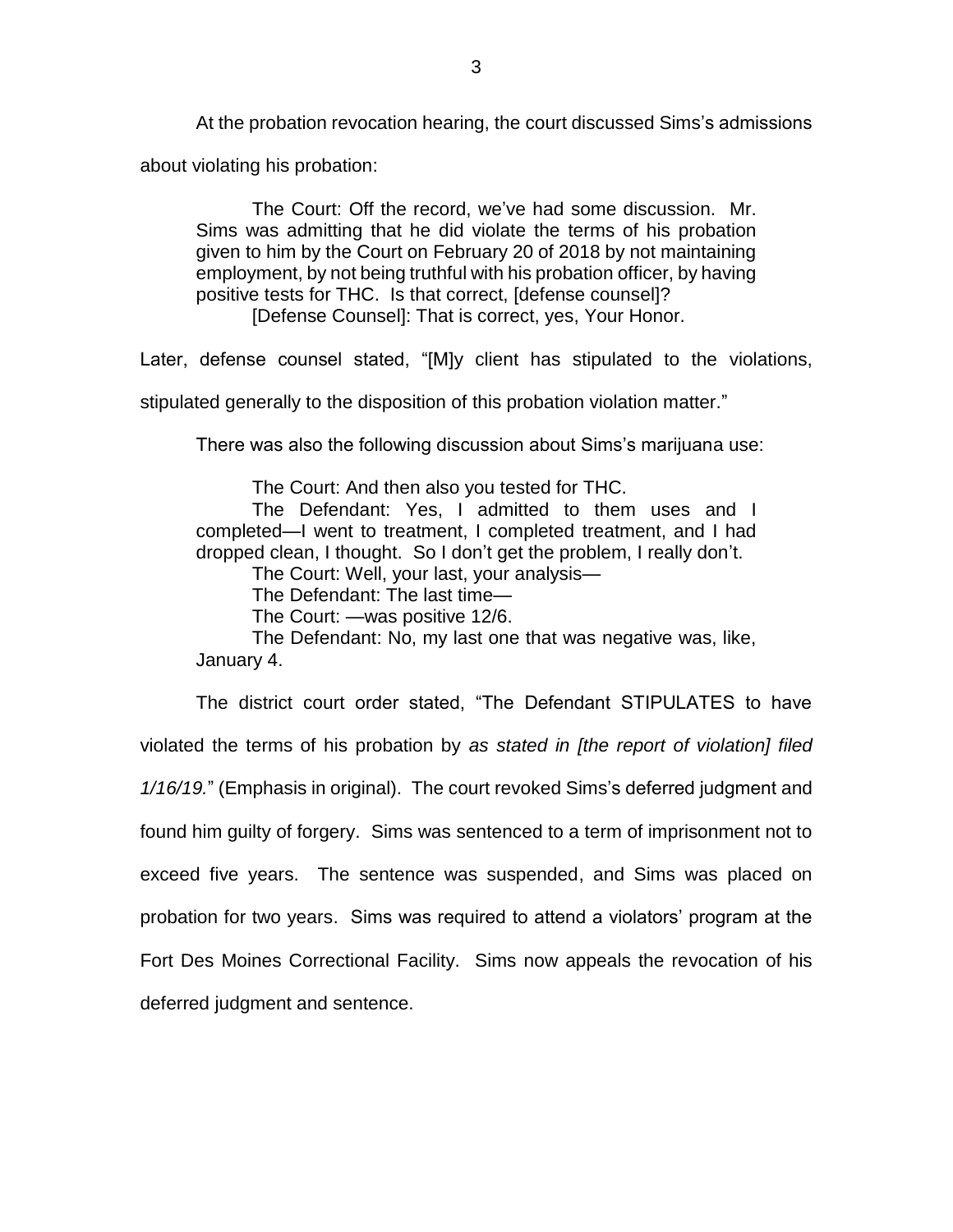At the probation revocation hearing, the court discussed Sims's admissions about violating his probation:

> The Court: Off the record, we've had some discussion. Mr. Sims was admitting that he did violate the terms of his probation given to him by the Court on February 20 of 2018 by not maintaining employment, by not being truthful with his probation officer, by having positive tests for THC. Is that correct, [defense counsel]?
>
> [Defense Counsel]: That is correct, yes, Your Honor.

Later, defense counsel stated, "[M]y client has stipulated to the violations, stipulated generally to the disposition of this probation violation matter."

There was also the following discussion about Sims's marijuana use:

> The Court: And then also you tested for THC.
>
> The Defendant: Yes, I admitted to them uses and I completed—I went to treatment, I completed treatment, and I had dropped clean, I thought. So I don't get the problem, I really don't.
>
> The Court: Well, your last, your analysis—
>
> The Defendant: The last time—
>
> The Court: —was positive 12/6.
>
> The Defendant: No, my last one that was negative was, like, January 4.

The district court order stated, "The Defendant STIPULATES to have violated the terms of his probation by *as stated in [the report of violation] filed 1/16/19.*" (Emphasis in original). The court revoked Sims's deferred judgment and found him guilty of forgery. Sims was sentenced to a term of imprisonment not to exceed five years. The sentence was suspended, and Sims was placed on probation for two years. Sims was required to attend a violators' program at the Fort Des Moines Correctional Facility. Sims now appeals the revocation of his deferred judgment and sentence.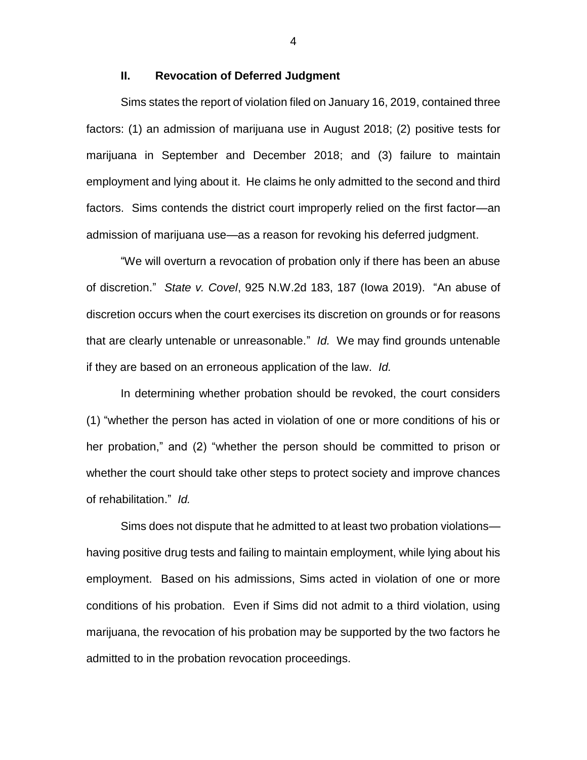### II. Revocation of Deferred Judgment

Sims states the report of violation filed on January 16, 2019, contained three factors: (1) an admission of marijuana use in August 2018; (2) positive tests for marijuana in September and December 2018; and (3) failure to maintain employment and lying about it. He claims he only admitted to the second and third factors. Sims contends the district court improperly relied on the first factor—an admission of marijuana use—as a reason for revoking his deferred judgment.

"We will overturn a revocation of probation only if there has been an abuse of discretion." *State v. Covel*, 925 N.W.2d 183, 187 (Iowa 2019). "An abuse of discretion occurs when the court exercises its discretion on grounds or for reasons that are clearly untenable or unreasonable." *Id.* We may find grounds untenable if they are based on an erroneous application of the law. *Id.*

In determining whether probation should be revoked, the court considers (1) "whether the person has acted in violation of one or more conditions of his or her probation," and (2) "whether the person should be committed to prison or whether the court should take other steps to protect society and improve chances of rehabilitation." *Id.*

Sims does not dispute that he admitted to at least two probation violations—having positive drug tests and failing to maintain employment, while lying about his employment. Based on his admissions, Sims acted in violation of one or more conditions of his probation. Even if Sims did not admit to a third violation, using marijuana, the revocation of his probation may be supported by the two factors he admitted to in the probation revocation proceedings.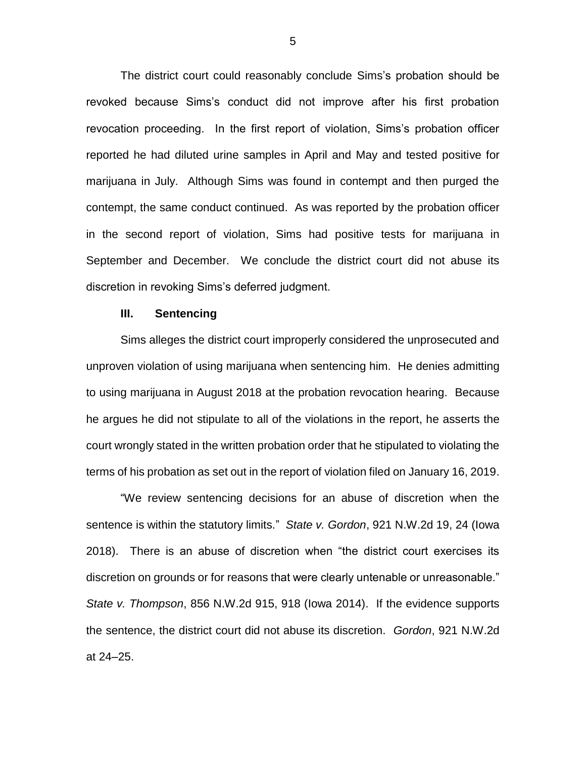The district court could reasonably conclude Sims's probation should be revoked because Sims's conduct did not improve after his first probation revocation proceeding. In the first report of violation, Sims's probation officer reported he had diluted urine samples in April and May and tested positive for marijuana in July. Although Sims was found in contempt and then purged the contempt, the same conduct continued. As was reported by the probation officer in the second report of violation, Sims had positive tests for marijuana in September and December. We conclude the district court did not abuse its discretion in revoking Sims's deferred judgment.

### III. Sentencing

Sims alleges the district court improperly considered the unprosecuted and unproven violation of using marijuana when sentencing him. He denies admitting to using marijuana in August 2018 at the probation revocation hearing. Because he argues he did not stipulate to all of the violations in the report, he asserts the court wrongly stated in the written probation order that he stipulated to violating the terms of his probation as set out in the report of violation filed on January 16, 2019.

"We review sentencing decisions for an abuse of discretion when the sentence is within the statutory limits." *State v. Gordon*, 921 N.W.2d 19, 24 (Iowa 2018). There is an abuse of discretion when "the district court exercises its discretion on grounds or for reasons that were clearly untenable or unreasonable." *State v. Thompson*, 856 N.W.2d 915, 918 (Iowa 2014). If the evidence supports the sentence, the district court did not abuse its discretion. *Gordon*, 921 N.W.2d at 24–25.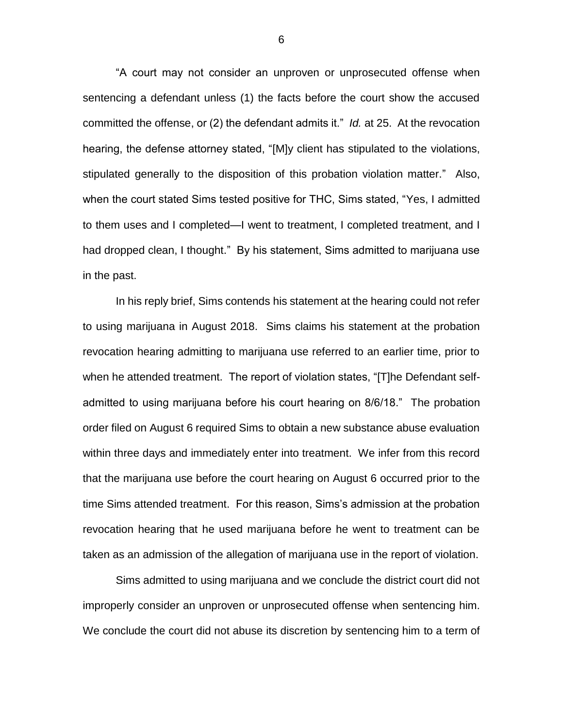"A court may not consider an unproven or unprosecuted offense when sentencing a defendant unless (1) the facts before the court show the accused committed the offense, or (2) the defendant admits it." *Id.* at 25. At the revocation hearing, the defense attorney stated, "[M]y client has stipulated to the violations, stipulated generally to the disposition of this probation violation matter." Also, when the court stated Sims tested positive for THC, Sims stated, "Yes, I admitted to them uses and I completed—I went to treatment, I completed treatment, and I had dropped clean, I thought." By his statement, Sims admitted to marijuana use in the past.

In his reply brief, Sims contends his statement at the hearing could not refer to using marijuana in August 2018. Sims claims his statement at the probation revocation hearing admitting to marijuana use referred to an earlier time, prior to when he attended treatment. The report of violation states, "[T]he Defendant self-admitted to using marijuana before his court hearing on 8/6/18." The probation order filed on August 6 required Sims to obtain a new substance abuse evaluation within three days and immediately enter into treatment. We infer from this record that the marijuana use before the court hearing on August 6 occurred prior to the time Sims attended treatment. For this reason, Sims's admission at the probation revocation hearing that he used marijuana before he went to treatment can be taken as an admission of the allegation of marijuana use in the report of violation.

Sims admitted to using marijuana and we conclude the district court did not improperly consider an unproven or unprosecuted offense when sentencing him. We conclude the court did not abuse its discretion by sentencing him to a term of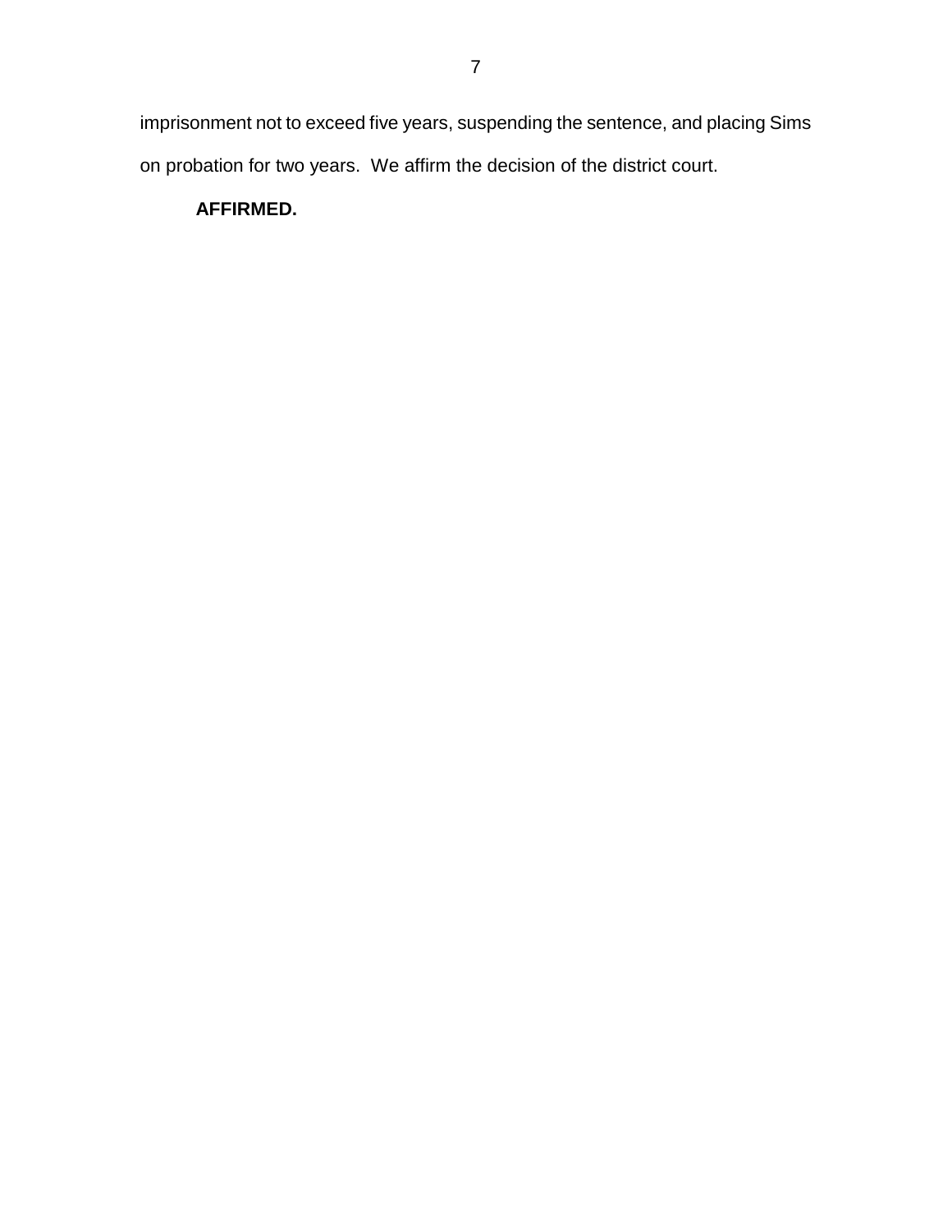imprisonment not to exceed five years, suspending the sentence, and placing Sims on probation for two years. We affirm the decision of the district court.

**AFFIRMED.**